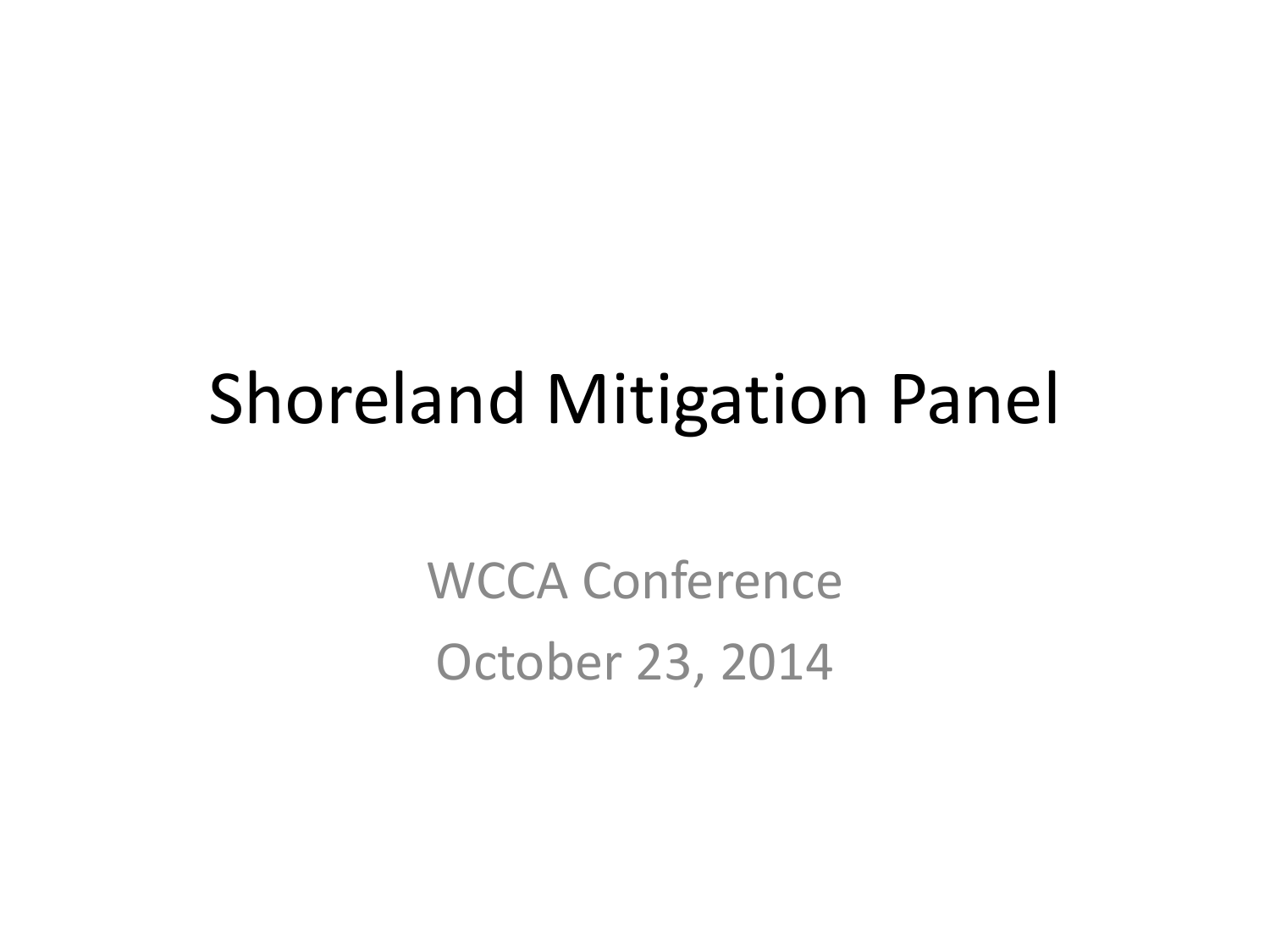# Shoreland Mitigation Panel

WCCA Conference

October 23, 2014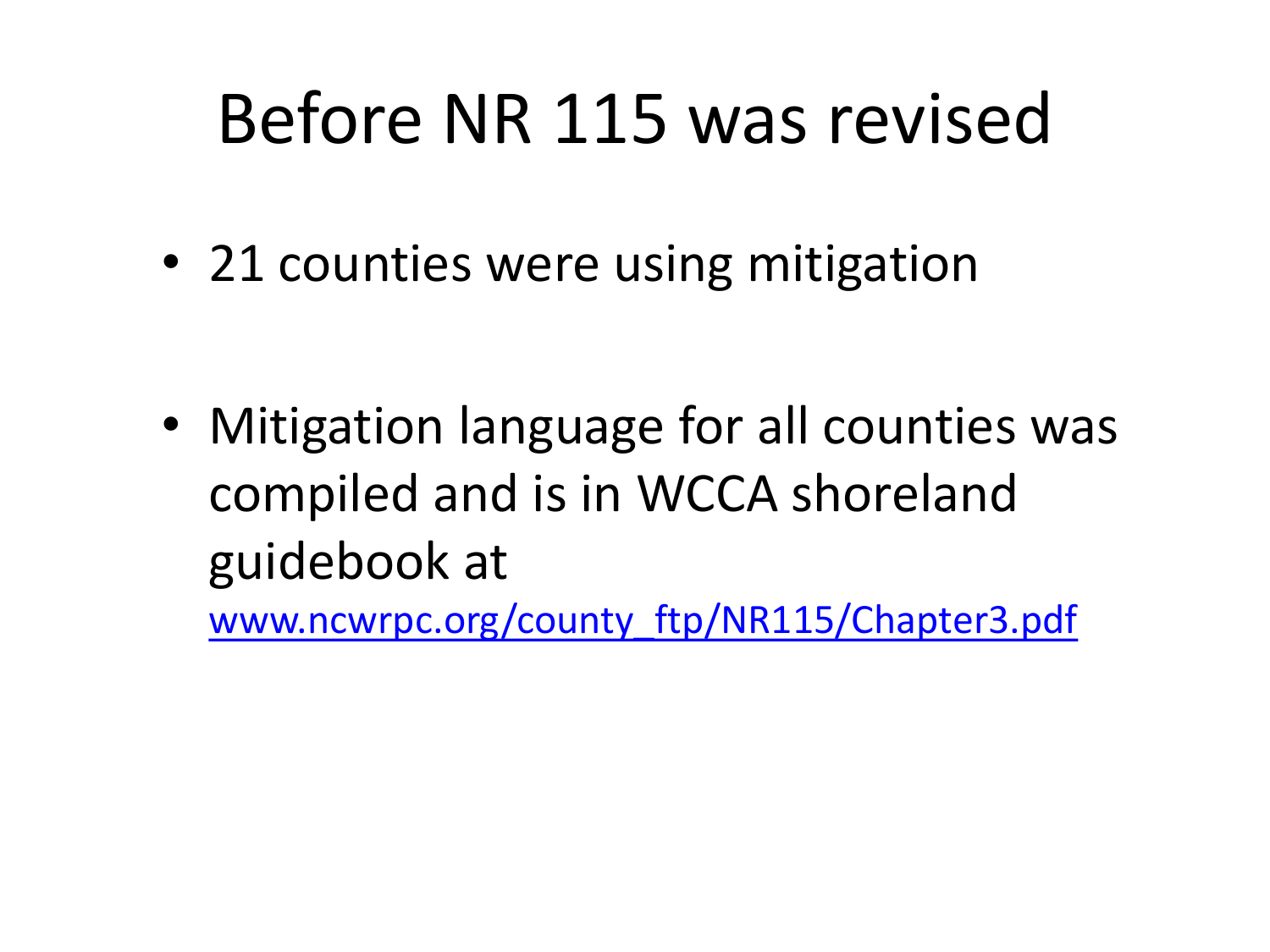# Before NR 115 was revised

- 21 counties were using mitigation

- Mitigation language for all counties was compiled and is in WCCA shoreland guidebook at www.ncwrpc.org/county_ftp/NR115/Chapter3.pdf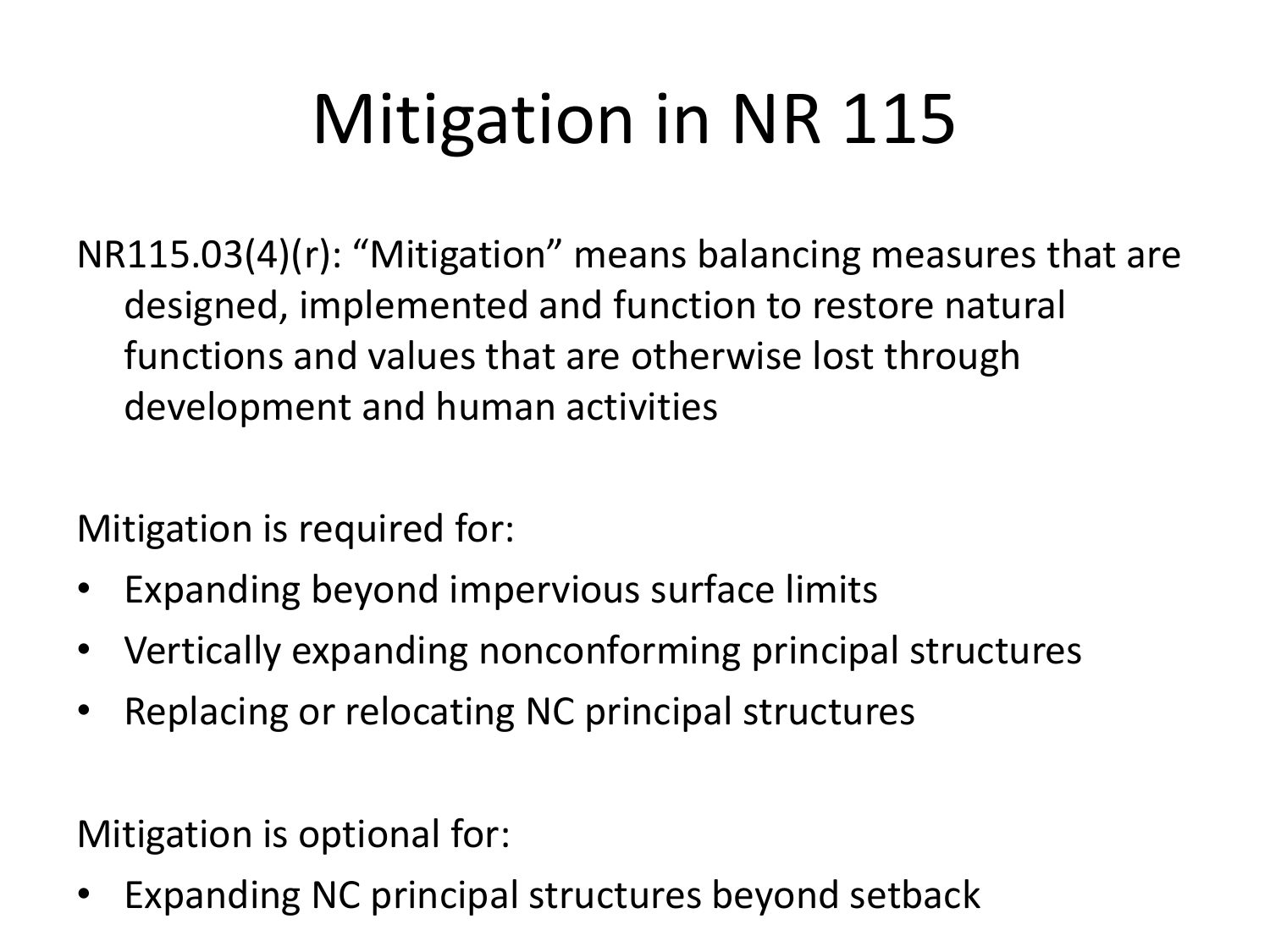# Mitigation in NR 115

NR115.03(4)(r): “Mitigation” means balancing measures that are designed, implemented and function to restore natural functions and values that are otherwise lost through development and human activities

Mitigation is required for:

- Expanding beyond impervious surface limits
- Vertically expanding nonconforming principal structures
- Replacing or relocating NC principal structures

Mitigation is optional for:

- Expanding NC principal structures beyond setback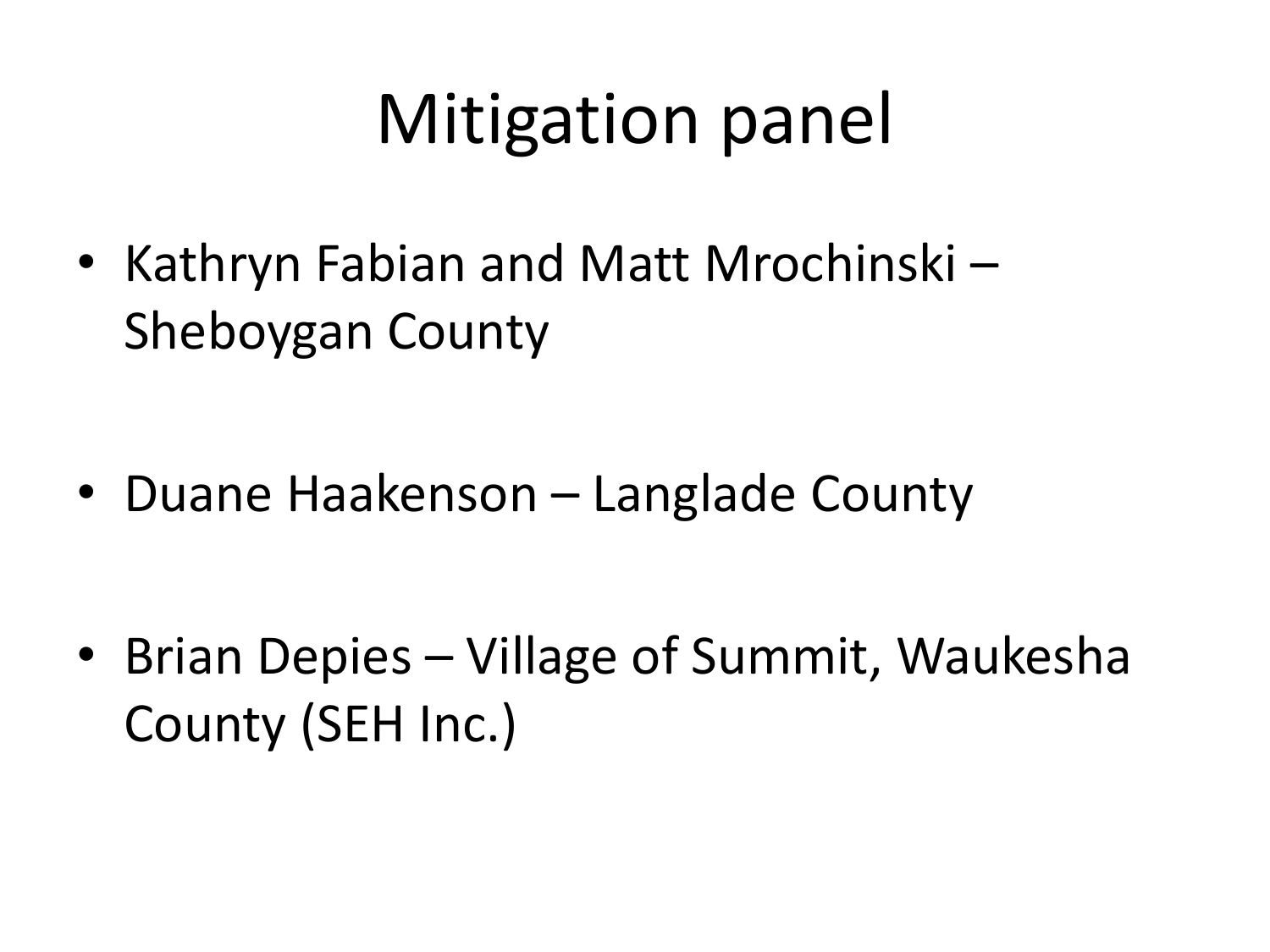# Mitigation panel

- Kathryn Fabian and Matt Mrochinski – Sheboygan County
- Duane Haakenson – Langlade County
- Brian Depies – Village of Summit, Waukesha County (SEH Inc.)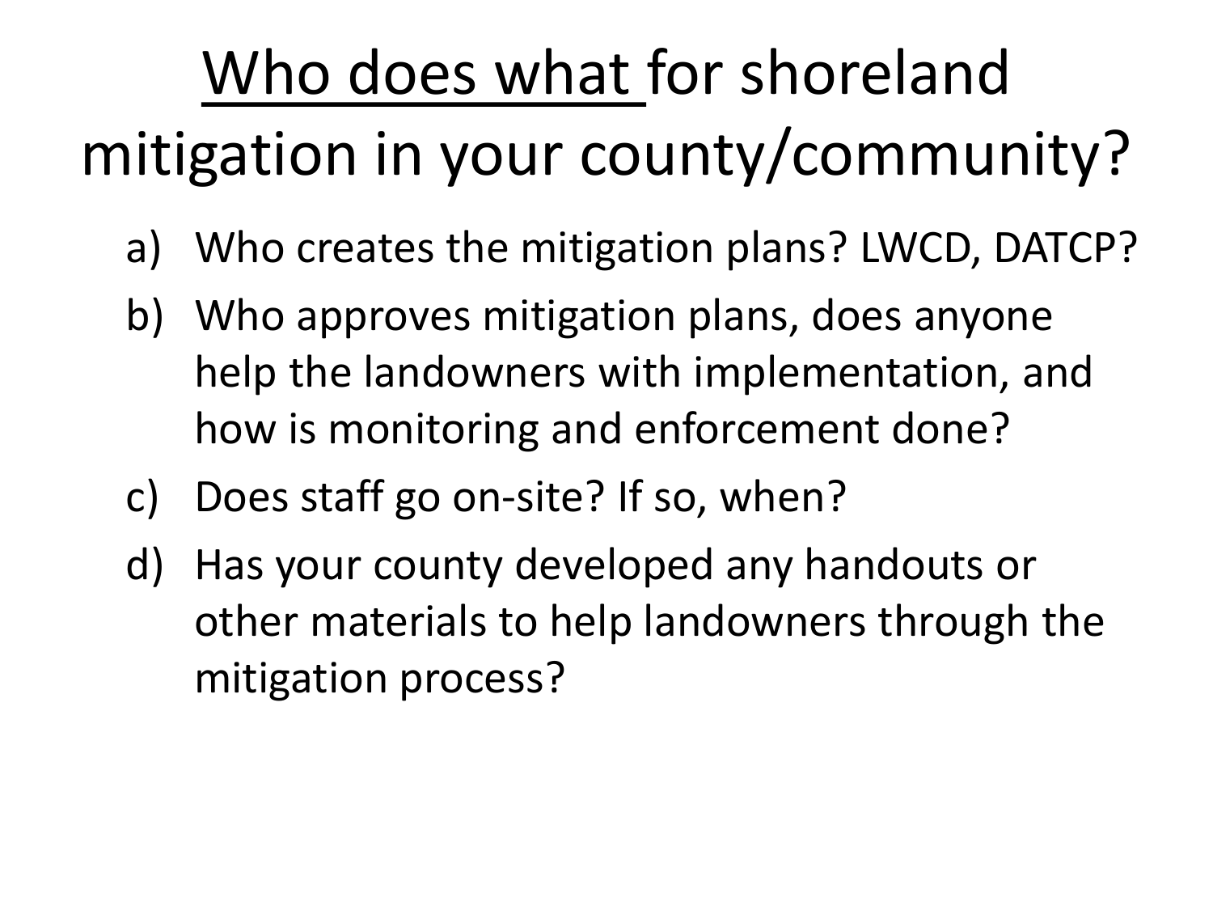# Who does what for shoreland mitigation in your county/community?

a) Who creates the mitigation plans? LWCD, DATCP?

b) Who approves mitigation plans, does anyone help the landowners with implementation, and how is monitoring and enforcement done?

c) Does staff go on-site? If so, when?

d) Has your county developed any handouts or other materials to help landowners through the mitigation process?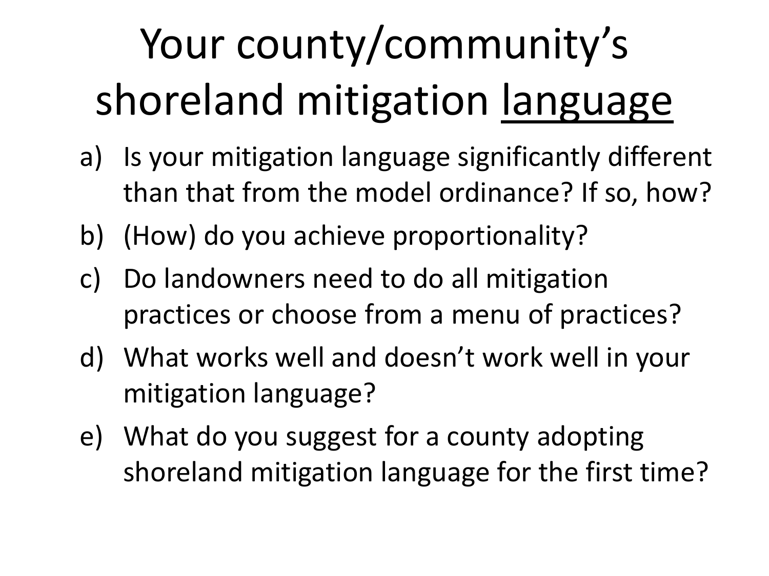# Your county/community's shoreland mitigation <u>language</u>

a) Is your mitigation language significantly different than that from the model ordinance? If so, how?

b) (How) do you achieve proportionality?

c) Do landowners need to do all mitigation practices or choose from a menu of practices?

d) What works well and doesn't work well in your mitigation language?

e) What do you suggest for a county adopting shoreland mitigation language for the first time?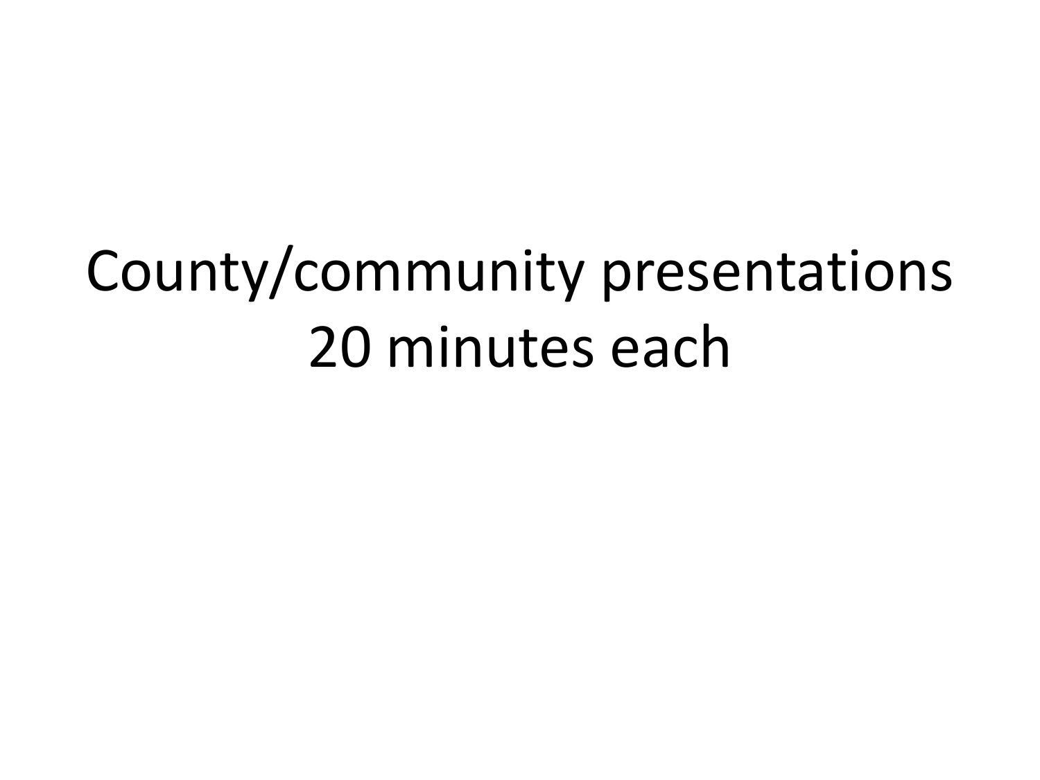# County/community presentations 20 minutes each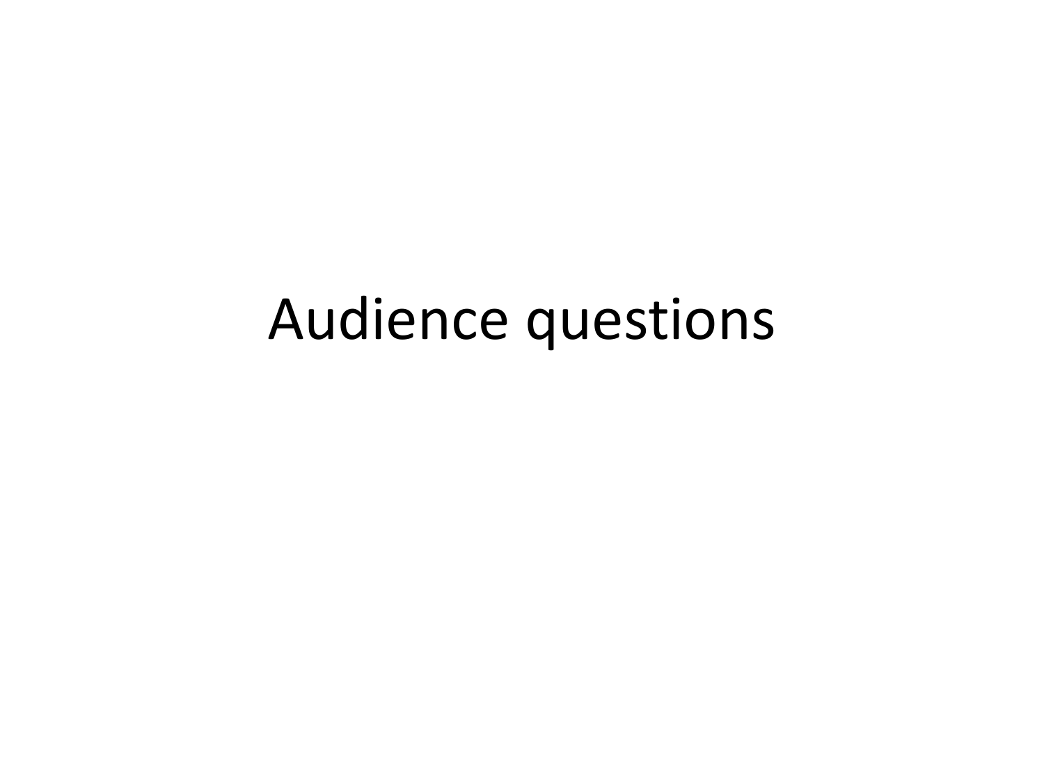# Audience questions